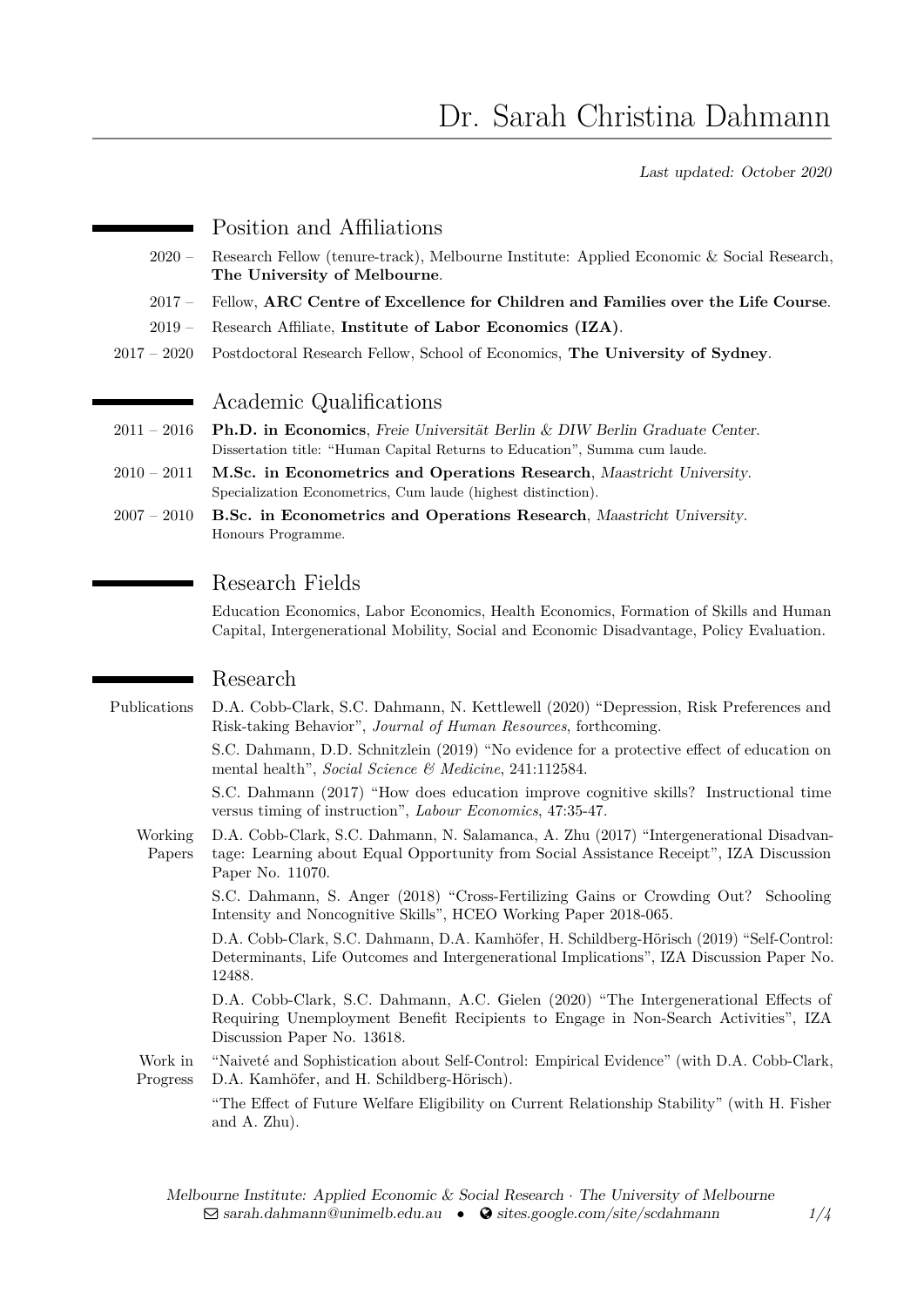# Dr. Sarah Christina Dahmann

*Last updated: October 2020*

## Position and Affiliations

- 2020 – Research Fellow (tenure-track), Melbourne Institute: Applied Economic & Social Research, **The University of Melbourne**.
- 2017 – Fellow, **ARC Centre of Excellence for Children and Families over the Life Course**.
- 2019 – Research Affiliate, **Institute of Labor Economics (IZA)**.
- 2017 – 2020 Postdoctoral Research Fellow, School of Economics, **The University of Sydney**.

## Academic Qualifications

- 2011 – 2016 **Ph.D. in Economics**, *Freie Universität Berlin & DIW Berlin Graduate Center*.
  Dissertation title: "Human Capital Returns to Education", Summa cum laude.
- 2010 – 2011 **M.Sc. in Econometrics and Operations Research**, *Maastricht University*.
  Specialization Econometrics, Cum laude (highest distinction).
- 2007 – 2010 **B.Sc. in Econometrics and Operations Research**, *Maastricht University*.
  Honours Programme.

## Research Fields

Education Economics, Labor Economics, Health Economics, Formation of Skills and Human Capital, Intergenerational Mobility, Social and Economic Disadvantage, Policy Evaluation.

## Research

### Publications

D.A. Cobb-Clark, S.C. Dahmann, N. Kettlewell (2020) "Depression, Risk Preferences and Risk-taking Behavior", *Journal of Human Resources*, forthcoming.

S.C. Dahmann, D.D. Schnitzlein (2019) "No evidence for a protective effect of education on mental health", *Social Science & Medicine*, 241:112584.

S.C. Dahmann (2017) "How does education improve cognitive skills? Instructional time versus timing of instruction", *Labour Economics*, 47:35-47.

### Working Papers

D.A. Cobb-Clark, S.C. Dahmann, N. Salamanca, A. Zhu (2017) "Intergenerational Disadvantage: Learning about Equal Opportunity from Social Assistance Receipt", IZA Discussion Paper No. 11070.

S.C. Dahmann, S. Anger (2018) "Cross-Fertilizing Gains or Crowding Out? Schooling Intensity and Noncognitive Skills", HCEO Working Paper 2018-065.

D.A. Cobb-Clark, S.C. Dahmann, D.A. Kamhöfer, H. Schildberg-Hörisch (2019) "Self-Control: Determinants, Life Outcomes and Intergenerational Implications", IZA Discussion Paper No. 12488.

D.A. Cobb-Clark, S.C. Dahmann, A.C. Gielen (2020) "The Intergenerational Effects of Requiring Unemployment Benefit Recipients to Engage in Non-Search Activities", IZA Discussion Paper No. 13618.

### Work in Progress

"Naiveté and Sophistication about Self-Control: Empirical Evidence" (with D.A. Cobb-Clark, D.A. Kamhöfer, and H. Schildberg-Hörisch).

"The Effect of Future Welfare Eligibility on Current Relationship Stability" (with H. Fisher and A. Zhu).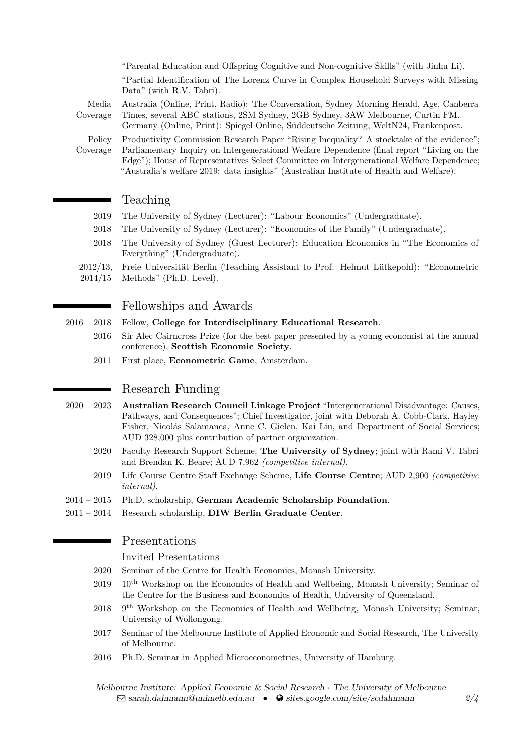"Parental Education and Offspring Cognitive and Non-cognitive Skills" (with Jinhu Li).

"Partial Identification of The Lorenz Curve in Complex Household Surveys with Missing Data" (with R.V. Tabri).

**Media Coverage** Australia (Online, Print, Radio): The Conversation, Sydney Morning Herald, Age, Canberra Times, several ABC stations, 2SM Sydney, 2GB Sydney, 3AW Melbourne, Curtin FM. Germany (Online, Print): Spiegel Online, Süddeutsche Zeitung, WeltN24, Frankenpost.

**Policy Coverage** Productivity Commission Research Paper "Rising Inequality? A stocktake of the evidence"; Parliamentary Inquiry on Intergenerational Welfare Dependence (final report "Living on the Edge"); House of Representatives Select Committee on Intergenerational Welfare Dependence; "Australia's welfare 2019: data insights" (Australian Institute of Health and Welfare).

## Teaching

- 2019 The University of Sydney (Lecturer): "Labour Economics" (Undergraduate).
- 2018 The University of Sydney (Lecturer): "Economics of the Family" (Undergraduate).
- 2018 The University of Sydney (Guest Lecturer): Education Economics in "The Economics of Everything" (Undergraduate).
- 2012/13, 2014/15 Freie Universität Berlin (Teaching Assistant to Prof. Helmut Lütkepohl): "Econometric Methods" (Ph.D. Level).

## Fellowships and Awards

- 2016 – 2018 Fellow, **College for Interdisciplinary Educational Research**.
- 2016 Sir Alec Cairncross Prize (for the best paper presented by a young economist at the annual conference), **Scottish Economic Society**.
- 2011 First place, **Econometric Game**, Amsterdam.

## Research Funding

- 2020 – 2023 **Australian Research Council Linkage Project** "Intergenerational Disadvantage: Causes, Pathways, and Consequences"; Chief Investigator, joint with Deborah A. Cobb-Clark, Hayley Fisher, Nicolás Salamanca, Anne C. Gielen, Kai Liu, and Department of Social Services; AUD 328,000 plus contribution of partner organization.
- 2020 Faculty Research Support Scheme, **The University of Sydney**; joint with Rami V. Tabri and Brendan K. Beare; AUD 7,962 *(competitive internal)*.
- 2019 Life Course Centre Staff Exchange Scheme, **Life Course Centre**; AUD 2,900 *(competitive internal)*.
- 2014 – 2015 Ph.D. scholarship, **German Academic Scholarship Foundation**.
- 2011 – 2014 Research scholarship, **DIW Berlin Graduate Center**.

## Presentations

### Invited Presentations

- 2020 Seminar of the Centre for Health Economics, Monash University.
- 2019 10th Workshop on the Economics of Health and Wellbeing, Monash University; Seminar of the Centre for the Business and Economics of Health, University of Queensland.
- 2018 9th Workshop on the Economics of Health and Wellbeing, Monash University; Seminar, University of Wollongong.
- 2017 Seminar of the Melbourne Institute of Applied Economic and Social Research, The University of Melbourne.
- 2016 Ph.D. Seminar in Applied Microeconometrics, University of Hamburg.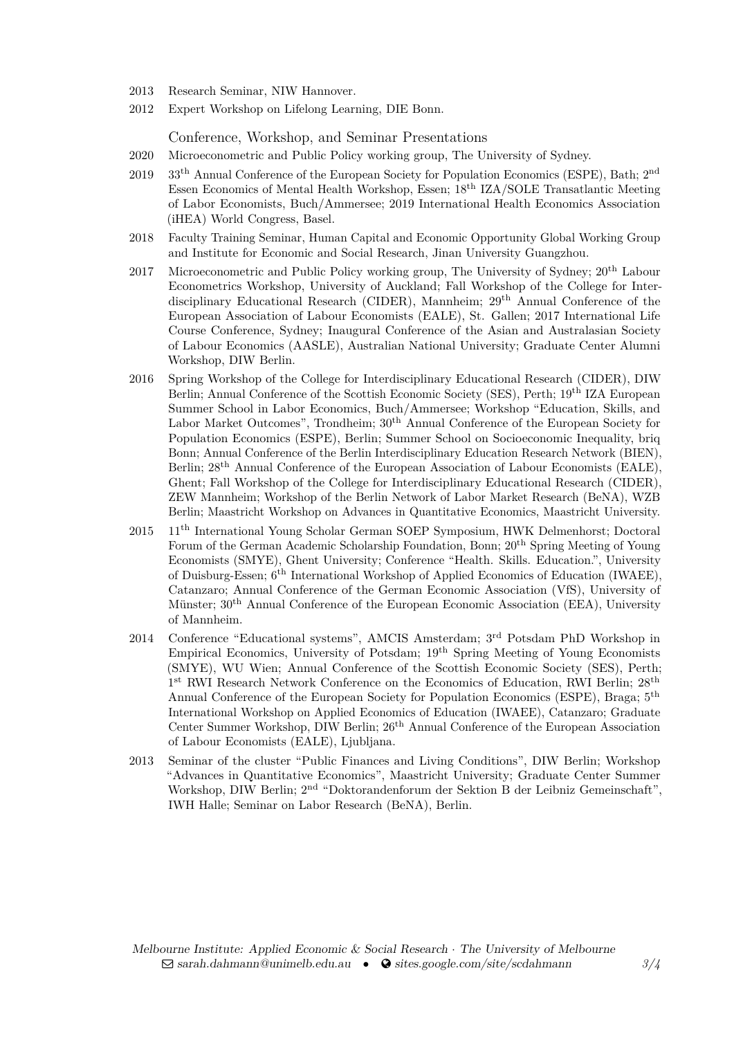2013 Research Seminar, NIW Hannover.

2012 Expert Workshop on Lifelong Learning, DIE Bonn.

### Conference, Workshop, and Seminar Presentations

2020 Microeconometric and Public Policy working group, The University of Sydney.

2019 33th Annual Conference of the European Society for Population Economics (ESPE), Bath; 2nd Essen Economics of Mental Health Workshop, Essen; 18th IZA/SOLE Transatlantic Meeting of Labor Economists, Buch/Ammersee; 2019 International Health Economics Association (iHEA) World Congress, Basel.

2018 Faculty Training Seminar, Human Capital and Economic Opportunity Global Working Group and Institute for Economic and Social Research, Jinan University Guangzhou.

2017 Microeconometric and Public Policy working group, The University of Sydney; 20th Labour Econometrics Workshop, University of Auckland; Fall Workshop of the College for Interdisciplinary Educational Research (CIDER), Mannheim; 29th Annual Conference of the European Association of Labour Economists (EALE), St. Gallen; 2017 International Life Course Conference, Sydney; Inaugural Conference of the Asian and Australasian Society of Labour Economics (AASLE), Australian National University; Graduate Center Alumni Workshop, DIW Berlin.

2016 Spring Workshop of the College for Interdisciplinary Educational Research (CIDER), DIW Berlin; Annual Conference of the Scottish Economic Society (SES), Perth; 19th IZA European Summer School in Labor Economics, Buch/Ammersee; Workshop "Education, Skills, and Labor Market Outcomes", Trondheim; 30th Annual Conference of the European Society for Population Economics (ESPE), Berlin; Summer School on Socioeconomic Inequality, briq Bonn; Annual Conference of the Berlin Interdisciplinary Education Research Network (BIEN), Berlin; 28th Annual Conference of the European Association of Labour Economists (EALE), Ghent; Fall Workshop of the College for Interdisciplinary Educational Research (CIDER), ZEW Mannheim; Workshop of the Berlin Network of Labor Market Research (BeNA), WZB Berlin; Maastricht Workshop on Advances in Quantitative Economics, Maastricht University.

2015 11th International Young Scholar German SOEP Symposium, HWK Delmenhorst; Doctoral Forum of the German Academic Scholarship Foundation, Bonn; 20th Spring Meeting of Young Economists (SMYE), Ghent University; Conference "Health. Skills. Education.", University of Duisburg-Essen; 6th International Workshop of Applied Economics of Education (IWAEE), Catanzaro; Annual Conference of the German Economic Association (VfS), University of Münster; 30th Annual Conference of the European Economic Association (EEA), University of Mannheim.

2014 Conference "Educational systems", AMCIS Amsterdam; 3rd Potsdam PhD Workshop in Empirical Economics, University of Potsdam; 19th Spring Meeting of Young Economists (SMYE), WU Wien; Annual Conference of the Scottish Economic Society (SES), Perth; 1st RWI Research Network Conference on the Economics of Education, RWI Berlin; 28th Annual Conference of the European Society for Population Economics (ESPE), Braga; 5th International Workshop on Applied Economics of Education (IWAEE), Catanzaro; Graduate Center Summer Workshop, DIW Berlin; 26th Annual Conference of the European Association of Labour Economists (EALE), Ljubljana.

2013 Seminar of the cluster "Public Finances and Living Conditions", DIW Berlin; Workshop "Advances in Quantitative Economics", Maastricht University; Graduate Center Summer Workshop, DIW Berlin; 2nd "Doktorandenforum der Sektion B der Leibniz Gemeinschaft", IWH Halle; Seminar on Labor Research (BeNA), Berlin.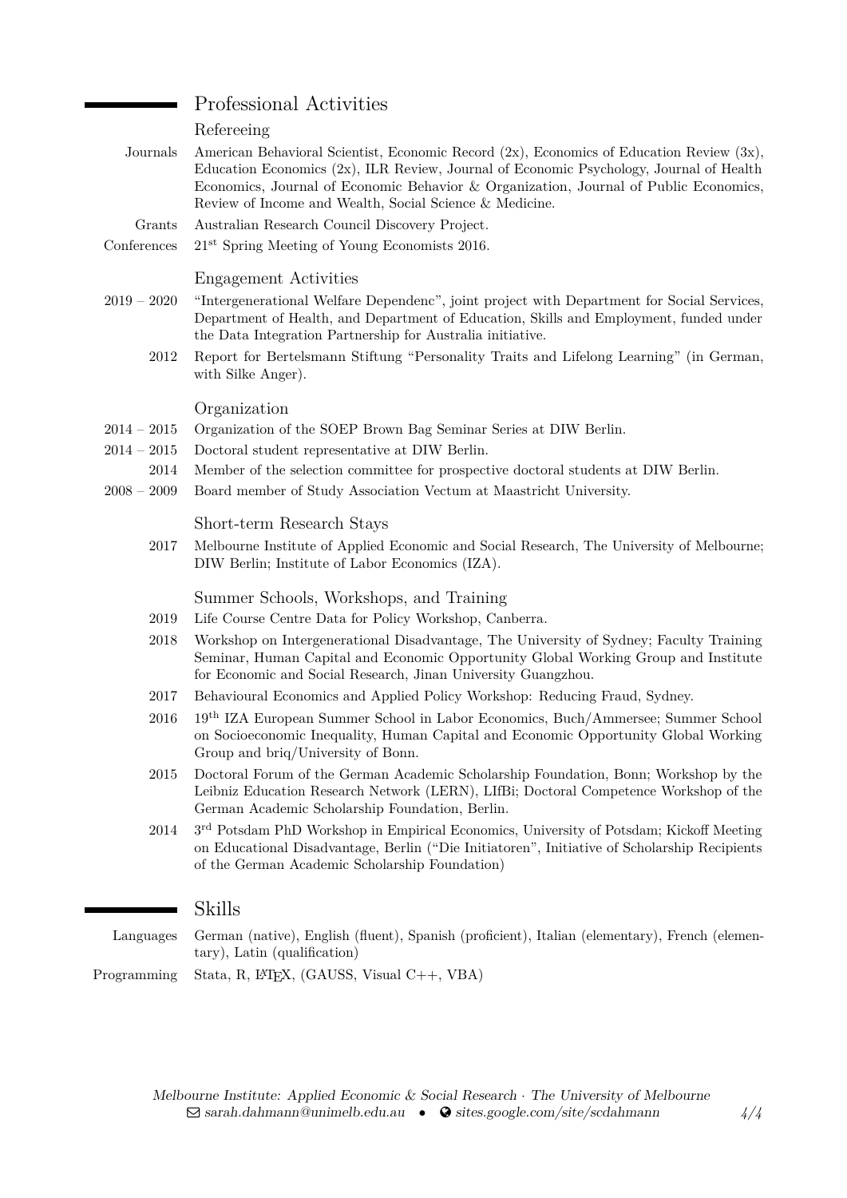## Professional Activities

### Refereeing

**Journals** American Behavioral Scientist, Economic Record (2x), Economics of Education Review (3x), Education Economics (2x), ILR Review, Journal of Economic Psychology, Journal of Health Economics, Journal of Economic Behavior & Organization, Journal of Public Economics, Review of Income and Wealth, Social Science & Medicine.

**Grants** Australian Research Council Discovery Project.

**Conferences** 21st Spring Meeting of Young Economists 2016.

### Engagement Activities

**2019 – 2020** "Intergenerational Welfare Dependenc", joint project with Department for Social Services, Department of Health, and Department of Education, Skills and Employment, funded under the Data Integration Partnership for Australia initiative.

**2012** Report for Bertelsmann Stiftung "Personality Traits and Lifelong Learning" (in German, with Silke Anger).

### Organization

**2014 – 2015** Organization of the SOEP Brown Bag Seminar Series at DIW Berlin.

**2014 – 2015** Doctoral student representative at DIW Berlin.

**2014** Member of the selection committee for prospective doctoral students at DIW Berlin.

**2008 – 2009** Board member of Study Association Vectum at Maastricht University.

### Short-term Research Stays

**2017** Melbourne Institute of Applied Economic and Social Research, The University of Melbourne; DIW Berlin; Institute of Labor Economics (IZA).

### Summer Schools, Workshops, and Training

**2019** Life Course Centre Data for Policy Workshop, Canberra.

**2018** Workshop on Intergenerational Disadvantage, The University of Sydney; Faculty Training Seminar, Human Capital and Economic Opportunity Global Working Group and Institute for Economic and Social Research, Jinan University Guangzhou.

**2017** Behavioural Economics and Applied Policy Workshop: Reducing Fraud, Sydney.

**2016** 19th IZA European Summer School in Labor Economics, Buch/Ammersee; Summer School on Socioeconomic Inequality, Human Capital and Economic Opportunity Global Working Group and briq/University of Bonn.

**2015** Doctoral Forum of the German Academic Scholarship Foundation, Bonn; Workshop by the Leibniz Education Research Network (LERN), LIfBi; Doctoral Competence Workshop of the German Academic Scholarship Foundation, Berlin.

**2014** 3rd Potsdam PhD Workshop in Empirical Economics, University of Potsdam; Kickoff Meeting on Educational Disadvantage, Berlin ("Die Initiatoren", Initiative of Scholarship Recipients of the German Academic Scholarship Foundation)

## Skills

**Languages** German (native), English (fluent), Spanish (proficient), Italian (elementary), French (elementary), Latin (qualification)

**Programming** Stata, R, LaTeX, (GAUSS, Visual C++, VBA)

*Melbourne Institute: Applied Economic & Social Research · The University of Melbourne*
*sarah.dahmann@unimelb.edu.au • sites.google.com/site/scdahmann*